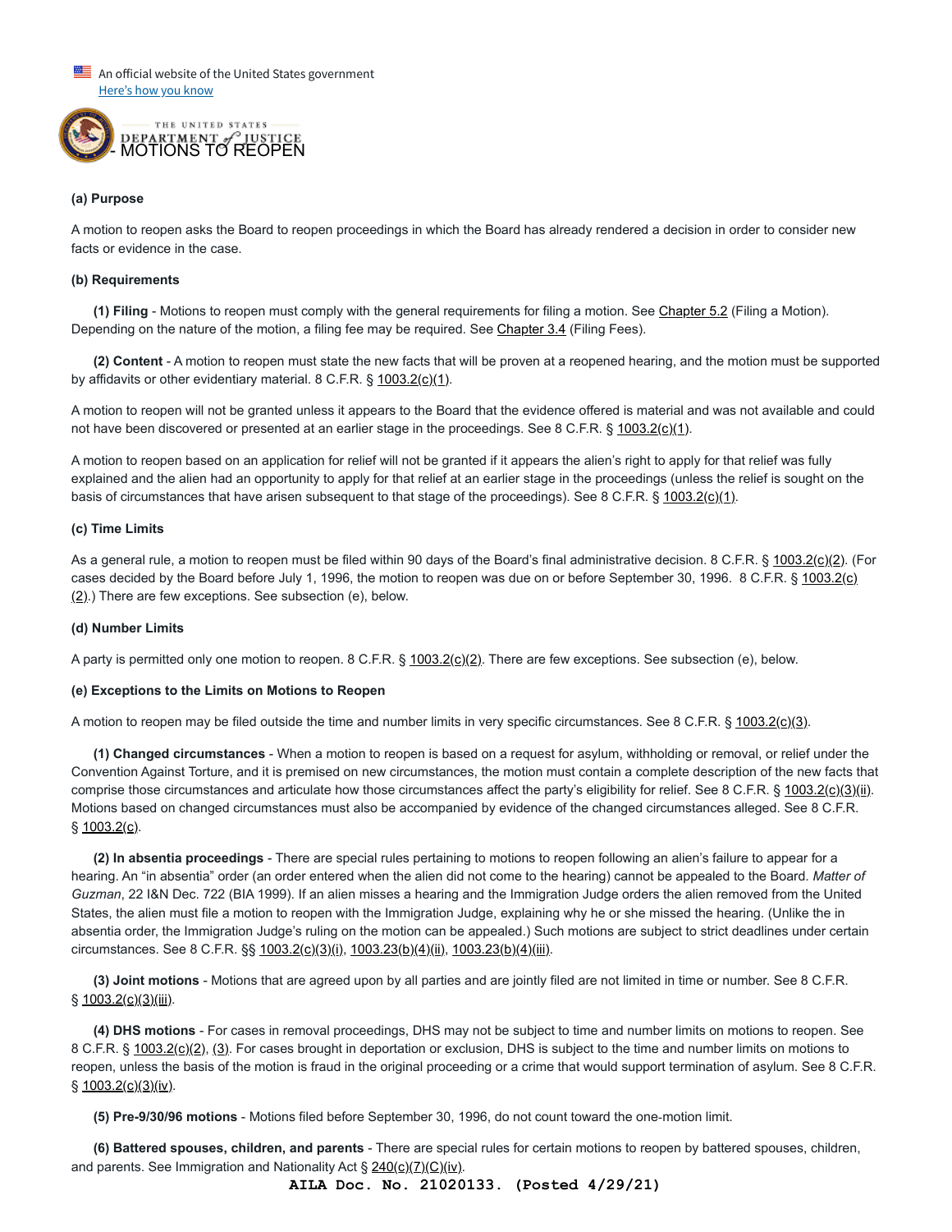An official website of the United States government
Here's how you know

# - MOTIONS TO REOPEN

**(a) Purpose**

A motion to reopen asks the Board to reopen proceedings in which the Board has already rendered a decision in order to consider new facts or evidence in the case.

**(b) Requirements**

**(1) Filing** - Motions to reopen must comply with the general requirements for filing a motion. See Chapter 5.2 (Filing a Motion). Depending on the nature of the motion, a filing fee may be required. See Chapter 3.4 (Filing Fees).

**(2) Content** - A motion to reopen must state the new facts that will be proven at a reopened hearing, and the motion must be supported by affidavits or other evidentiary material. 8 C.F.R. § 1003.2(c)(1).

A motion to reopen will not be granted unless it appears to the Board that the evidence offered is material and was not available and could not have been discovered or presented at an earlier stage in the proceedings. See 8 C.F.R. § 1003.2(c)(1).

A motion to reopen based on an application for relief will not be granted if it appears the alien's right to apply for that relief was fully explained and the alien had an opportunity to apply for that relief at an earlier stage in the proceedings (unless the relief is sought on the basis of circumstances that have arisen subsequent to that stage of the proceedings). See 8 C.F.R. § 1003.2(c)(1).

**(c) Time Limits**

As a general rule, a motion to reopen must be filed within 90 days of the Board's final administrative decision. 8 C.F.R. § 1003.2(c)(2). (For cases decided by the Board before July 1, 1996, the motion to reopen was due on or before September 30, 1996. 8 C.F.R. § 1003.2(c)(2).) There are few exceptions. See subsection (e), below.

**(d) Number Limits**

A party is permitted only one motion to reopen. 8 C.F.R. § 1003.2(c)(2). There are few exceptions. See subsection (e), below.

**(e) Exceptions to the Limits on Motions to Reopen**

A motion to reopen may be filed outside the time and number limits in very specific circumstances. See 8 C.F.R. § 1003.2(c)(3).

**(1) Changed circumstances** - When a motion to reopen is based on a request for asylum, withholding or removal, or relief under the Convention Against Torture, and it is premised on new circumstances, the motion must contain a complete description of the new facts that comprise those circumstances and articulate how those circumstances affect the party's eligibility for relief. See 8 C.F.R. § 1003.2(c)(3)(ii). Motions based on changed circumstances must also be accompanied by evidence of the changed circumstances alleged. See 8 C.F.R. § 1003.2(c).

**(2) In absentia proceedings** - There are special rules pertaining to motions to reopen following an alien's failure to appear for a hearing. An "in absentia" order (an order entered when the alien did not come to the hearing) cannot be appealed to the Board. *Matter of Guzman*, 22 I&N Dec. 722 (BIA 1999). If an alien misses a hearing and the Immigration Judge orders the alien removed from the United States, the alien must file a motion to reopen with the Immigration Judge, explaining why he or she missed the hearing. (Unlike the in absentia order, the Immigration Judge's ruling on the motion can be appealed.) Such motions are subject to strict deadlines under certain circumstances. See 8 C.F.R. §§ 1003.2(c)(3)(i), 1003.23(b)(4)(ii), 1003.23(b)(4)(iii).

**(3) Joint motions** - Motions that are agreed upon by all parties and are jointly filed are not limited in time or number. See 8 C.F.R. § 1003.2(c)(3)(iii).

**(4) DHS motions** - For cases in removal proceedings, DHS may not be subject to time and number limits on motions to reopen. See 8 C.F.R. § 1003.2(c)(2), (3). For cases brought in deportation or exclusion, DHS is subject to the time and number limits on motions to reopen, unless the basis of the motion is fraud in the original proceeding or a crime that would support termination of asylum. See 8 C.F.R. § 1003.2(c)(3)(iv).

**(5) Pre-9/30/96 motions** - Motions filed before September 30, 1996, do not count toward the one-motion limit.

**(6) Battered spouses, children, and parents** - There are special rules for certain motions to reopen by battered spouses, children, and parents. See Immigration and Nationality Act § 240(c)(7)(C)(iv).

AILA Doc. No. 21020133. (Posted 4/29/21)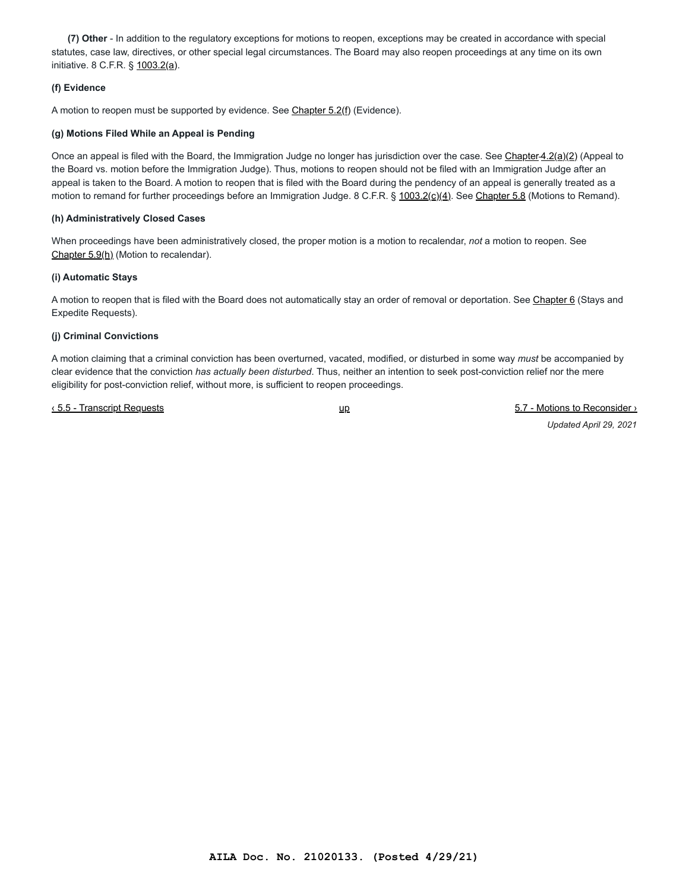**(7) Other** - In addition to the regulatory exceptions for motions to reopen, exceptions may be created in accordance with special statutes, case law, directives, or other special legal circumstances. The Board may also reopen proceedings at any time on its own initiative. 8 C.F.R. § 1003.2(a).

**(f) Evidence**

A motion to reopen must be supported by evidence. See Chapter 5.2(f) (Evidence).

**(g) Motions Filed While an Appeal is Pending**

Once an appeal is filed with the Board, the Immigration Judge no longer has jurisdiction over the case. See Chapter 4.2(a)(2) (Appeal to the Board vs. motion before the Immigration Judge). Thus, motions to reopen should not be filed with an Immigration Judge after an appeal is taken to the Board. A motion to reopen that is filed with the Board during the pendency of an appeal is generally treated as a motion to remand for further proceedings before an Immigration Judge. 8 C.F.R. § 1003.2(c)(4). See Chapter 5.8 (Motions to Remand).

**(h) Administratively Closed Cases**

When proceedings have been administratively closed, the proper motion is a motion to recalendar, *not* a motion to reopen. See Chapter 5.9(h) (Motion to recalendar).

**(i) Automatic Stays**

A motion to reopen that is filed with the Board does not automatically stay an order of removal or deportation. See Chapter 6 (Stays and Expedite Requests).

**(j) Criminal Convictions**

A motion claiming that a criminal conviction has been overturned, vacated, modified, or disturbed in some way *must* be accompanied by clear evidence that the conviction *has actually been disturbed*. Thus, neither an intention to seek post-conviction relief nor the mere eligibility for post-conviction relief, without more, is sufficient to reopen proceedings.

‹ 5.5 - Transcript Requests | up | 5.7 - Motions to Reconsider ›

*Updated April 29, 2021*